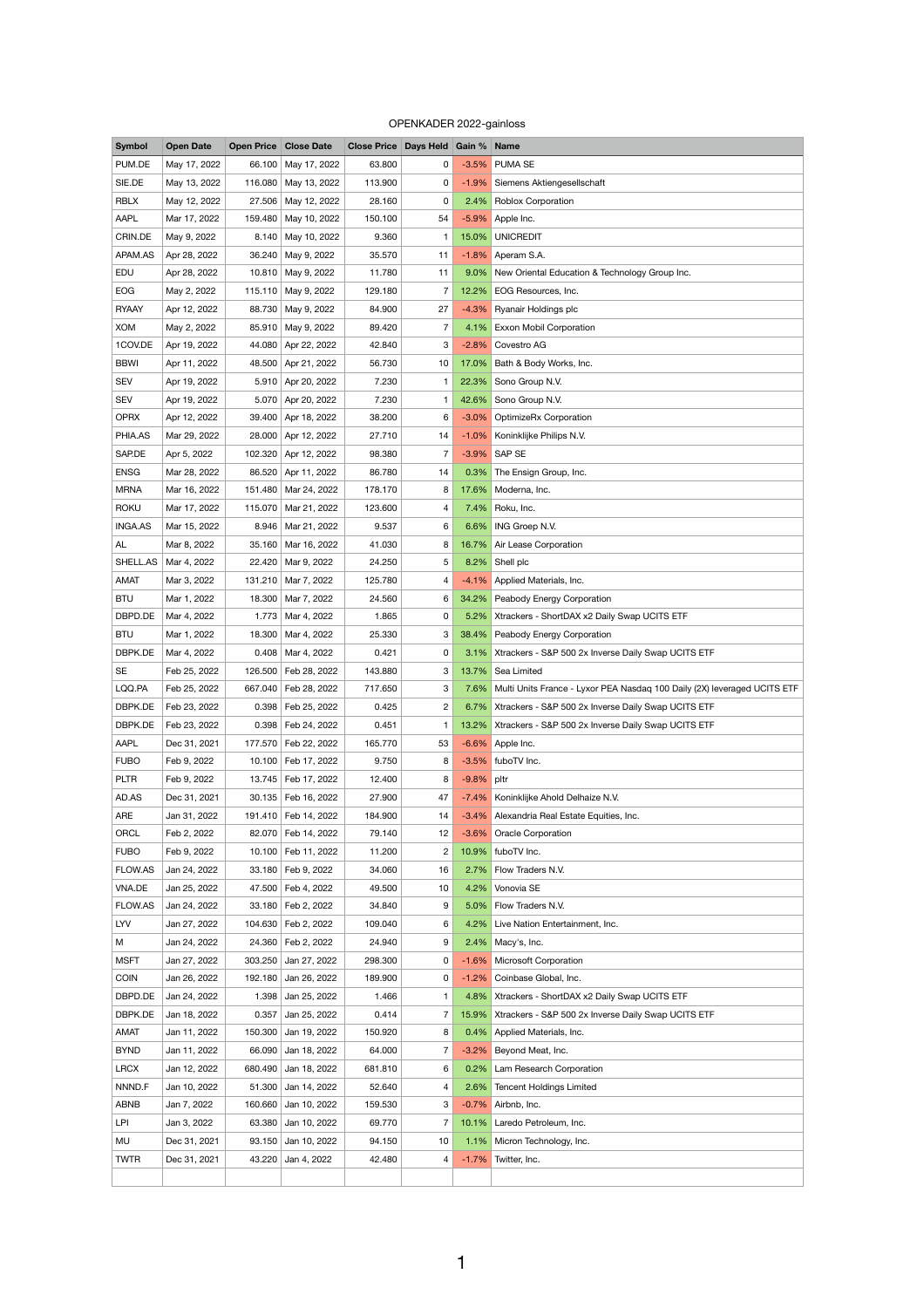OPENKADER 2022-gainloss

| Symbol | Open Date | Open Price | Close Date | Close Price | Days Held | Gain % | Name |
|---|---|---|---|---|---|---|---|
| PUM.DE | May 17, 2022 | 66.100 | May 17, 2022 | 63.800 | 0 | -3.5% | PUMA SE |
| SIE.DE | May 13, 2022 | 116.080 | May 13, 2022 | 113.900 | 0 | -1.9% | Siemens Aktiengesellschaft |
| RBLX | May 12, 2022 | 27.506 | May 12, 2022 | 28.160 | 0 | 2.4% | Roblox Corporation |
| AAPL | Mar 17, 2022 | 159.480 | May 10, 2022 | 150.100 | 54 | -5.9% | Apple Inc. |
| CRIN.DE | May 9, 2022 | 8.140 | May 10, 2022 | 9.360 | 1 | 15.0% | UNICREDIT |
| APAM.AS | Apr 28, 2022 | 36.240 | May 9, 2022 | 35.570 | 11 | -1.8% | Aperam S.A. |
| EDU | Apr 28, 2022 | 10.810 | May 9, 2022 | 11.780 | 11 | 9.0% | New Oriental Education & Technology Group Inc. |
| EOG | May 2, 2022 | 115.110 | May 9, 2022 | 129.180 | 7 | 12.2% | EOG Resources, Inc. |
| RYAAY | Apr 12, 2022 | 88.730 | May 9, 2022 | 84.900 | 27 | -4.3% | Ryanair Holdings plc |
| XOM | May 2, 2022 | 85.910 | May 9, 2022 | 89.420 | 7 | 4.1% | Exxon Mobil Corporation |
| 1COV.DE | Apr 19, 2022 | 44.080 | Apr 22, 2022 | 42.840 | 3 | -2.8% | Covestro AG |
| BBWI | Apr 11, 2022 | 48.500 | Apr 21, 2022 | 56.730 | 10 | 17.0% | Bath & Body Works, Inc. |
| SEV | Apr 19, 2022 | 5.910 | Apr 20, 2022 | 7.230 | 1 | 22.3% | Sono Group N.V. |
| SEV | Apr 19, 2022 | 5.070 | Apr 20, 2022 | 7.230 | 1 | 42.6% | Sono Group N.V. |
| OPRX | Apr 12, 2022 | 39.400 | Apr 18, 2022 | 38.200 | 6 | -3.0% | OptimizeRx Corporation |
| PHIA.AS | Mar 29, 2022 | 28.000 | Apr 12, 2022 | 27.710 | 14 | -1.0% | Koninklijke Philips N.V. |
| SAP.DE | Apr 5, 2022 | 102.320 | Apr 12, 2022 | 98.380 | 7 | -3.9% | SAP SE |
| ENSG | Mar 28, 2022 | 86.520 | Apr 11, 2022 | 86.780 | 14 | 0.3% | The Ensign Group, Inc. |
| MRNA | Mar 16, 2022 | 151.480 | Mar 24, 2022 | 178.170 | 8 | 17.6% | Moderna, Inc. |
| ROKU | Mar 17, 2022 | 115.070 | Mar 21, 2022 | 123.600 | 4 | 7.4% | Roku, Inc. |
| INGA.AS | Mar 15, 2022 | 8.946 | Mar 21, 2022 | 9.537 | 6 | 6.6% | ING Groep N.V. |
| AL | Mar 8, 2022 | 35.160 | Mar 16, 2022 | 41.030 | 8 | 16.7% | Air Lease Corporation |
| SHELL.AS | Mar 4, 2022 | 22.420 | Mar 9, 2022 | 24.250 | 5 | 8.2% | Shell plc |
| AMAT | Mar 3, 2022 | 131.210 | Mar 7, 2022 | 125.780 | 4 | -4.1% | Applied Materials, Inc. |
| BTU | Mar 1, 2022 | 18.300 | Mar 7, 2022 | 24.560 | 6 | 34.2% | Peabody Energy Corporation |
| DBPD.DE | Mar 4, 2022 | 1.773 | Mar 4, 2022 | 1.865 | 0 | 5.2% | Xtrackers - ShortDAX x2 Daily Swap UCITS ETF |
| BTU | Mar 1, 2022 | 18.300 | Mar 4, 2022 | 25.330 | 3 | 38.4% | Peabody Energy Corporation |
| DBPK.DE | Mar 4, 2022 | 0.408 | Mar 4, 2022 | 0.421 | 0 | 3.1% | Xtrackers - S&P 500 2x Inverse Daily Swap UCITS ETF |
| SE | Feb 25, 2022 | 126.500 | Feb 28, 2022 | 143.880 | 3 | 13.7% | Sea Limited |
| LQQ.PA | Feb 25, 2022 | 667.040 | Feb 28, 2022 | 717.650 | 3 | 7.6% | Multi Units France - Lyxor PEA Nasdaq 100 Daily (2X) leveraged UCITS ETF |
| DBPK.DE | Feb 23, 2022 | 0.398 | Feb 25, 2022 | 0.425 | 2 | 6.7% | Xtrackers - S&P 500 2x Inverse Daily Swap UCITS ETF |
| DBPK.DE | Feb 23, 2022 | 0.398 | Feb 24, 2022 | 0.451 | 1 | 13.2% | Xtrackers - S&P 500 2x Inverse Daily Swap UCITS ETF |
| AAPL | Dec 31, 2021 | 177.570 | Feb 22, 2022 | 165.770 | 53 | -6.6% | Apple Inc. |
| FUBO | Feb 9, 2022 | 10.100 | Feb 17, 2022 | 9.750 | 8 | -3.5% | fuboTV Inc. |
| PLTR | Feb 9, 2022 | 13.745 | Feb 17, 2022 | 12.400 | 8 | -9.8% | pltr |
| AD.AS | Dec 31, 2021 | 30.135 | Feb 16, 2022 | 27.900 | 47 | -7.4% | Koninklijke Ahold Delhaize N.V. |
| ARE | Jan 31, 2022 | 191.410 | Feb 14, 2022 | 184.900 | 14 | -3.4% | Alexandria Real Estate Equities, Inc. |
| ORCL | Feb 2, 2022 | 82.070 | Feb 14, 2022 | 79.140 | 12 | -3.6% | Oracle Corporation |
| FUBO | Feb 9, 2022 | 10.100 | Feb 11, 2022 | 11.200 | 2 | 10.9% | fuboTV Inc. |
| FLOW.AS | Jan 24, 2022 | 33.180 | Feb 9, 2022 | 34.060 | 16 | 2.7% | Flow Traders N.V. |
| VNA.DE | Jan 25, 2022 | 47.500 | Feb 4, 2022 | 49.500 | 10 | 4.2% | Vonovia SE |
| FLOW.AS | Jan 24, 2022 | 33.180 | Feb 2, 2022 | 34.840 | 9 | 5.0% | Flow Traders N.V. |
| LYV | Jan 27, 2022 | 104.630 | Feb 2, 2022 | 109.040 | 6 | 4.2% | Live Nation Entertainment, Inc. |
| M | Jan 24, 2022 | 24.360 | Feb 2, 2022 | 24.940 | 9 | 2.4% | Macy's, Inc. |
| MSFT | Jan 27, 2022 | 303.250 | Jan 27, 2022 | 298.300 | 0 | -1.6% | Microsoft Corporation |
| COIN | Jan 26, 2022 | 192.180 | Jan 26, 2022 | 189.900 | 0 | -1.2% | Coinbase Global, Inc. |
| DBPD.DE | Jan 24, 2022 | 1.398 | Jan 25, 2022 | 1.466 | 1 | 4.8% | Xtrackers - ShortDAX x2 Daily Swap UCITS ETF |
| DBPK.DE | Jan 18, 2022 | 0.357 | Jan 25, 2022 | 0.414 | 7 | 15.9% | Xtrackers - S&P 500 2x Inverse Daily Swap UCITS ETF |
| AMAT | Jan 11, 2022 | 150.300 | Jan 19, 2022 | 150.920 | 8 | 0.4% | Applied Materials, Inc. |
| BYND | Jan 11, 2022 | 66.090 | Jan 18, 2022 | 64.000 | 7 | -3.2% | Beyond Meat, Inc. |
| LRCX | Jan 12, 2022 | 680.490 | Jan 18, 2022 | 681.810 | 6 | 0.2% | Lam Research Corporation |
| NNND.F | Jan 10, 2022 | 51.300 | Jan 14, 2022 | 52.640 | 4 | 2.6% | Tencent Holdings Limited |
| ABNB | Jan 7, 2022 | 160.660 | Jan 10, 2022 | 159.530 | 3 | -0.7% | Airbnb, Inc. |
| LPI | Jan 3, 2022 | 63.380 | Jan 10, 2022 | 69.770 | 7 | 10.1% | Laredo Petroleum, Inc. |
| MU | Dec 31, 2021 | 93.150 | Jan 10, 2022 | 94.150 | 10 | 1.1% | Micron Technology, Inc. |
| TWTR | Dec 31, 2021 | 43.220 | Jan 4, 2022 | 42.480 | 4 | -1.7% | Twitter, Inc. |
| | | | | | | | |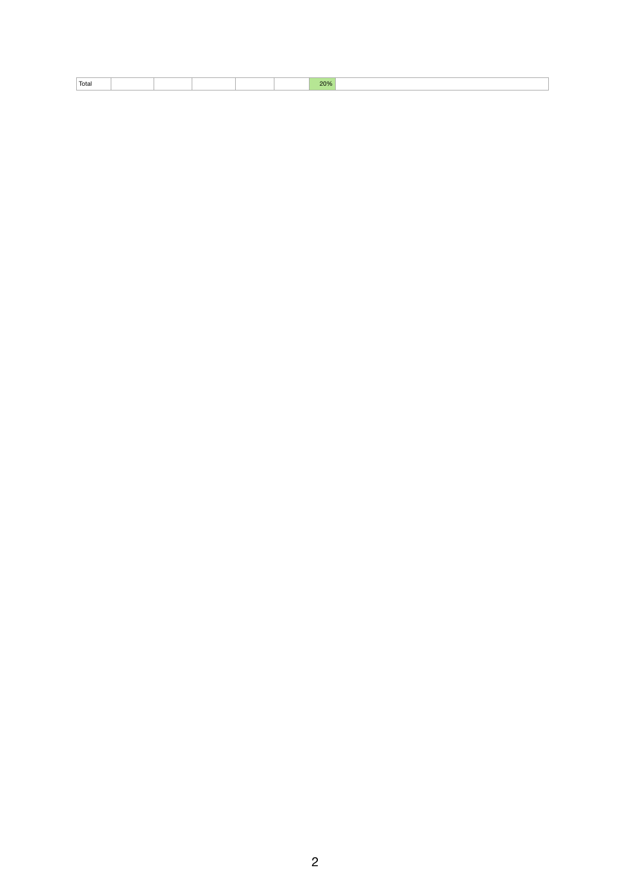| | | | | | | | |
|---|---|---|---|---|---|---|---|
| Total | | | | | | 20% | |